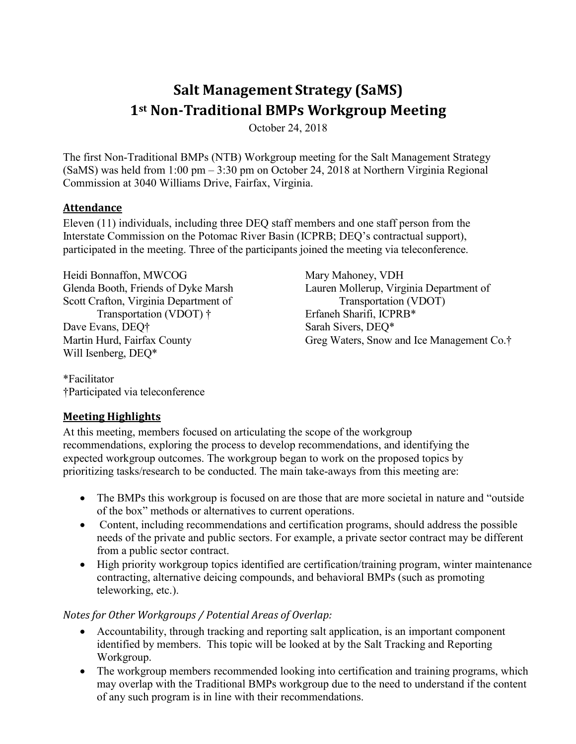# Salt Management Strategy (SaMS)
# 1st Non-Traditional BMPs Workgroup Meeting

October 24, 2018

The first Non-Traditional BMPs (NTB) Workgroup meeting for the Salt Management Strategy (SaMS) was held from 1:00 pm – 3:30 pm on October 24, 2018 at Northern Virginia Regional Commission at 3040 Williams Drive, Fairfax, Virginia.

## Attendance

Eleven (11) individuals, including three DEQ staff members and one staff person from the Interstate Commission on the Potomac River Basin (ICPRB; DEQ's contractual support), participated in the meeting. Three of the participants joined the meeting via teleconference.

Heidi Bonnaffon, MWCOG
Glenda Booth, Friends of Dyke Marsh
Scott Crafton, Virginia Department of Transportation (VDOT) †
Dave Evans, DEQ†
Martin Hurd, Fairfax County
Will Isenberg, DEQ*
Mary Mahoney, VDH
Lauren Mollerup, Virginia Department of Transportation (VDOT)
Erfaneh Sharifi, ICPRB*
Sarah Sivers, DEQ*
Greg Waters, Snow and Ice Management Co.†

*Facilitator
†Participated via teleconference

## Meeting Highlights

At this meeting, members focused on articulating the scope of the workgroup recommendations, exploring the process to develop recommendations, and identifying the expected workgroup outcomes. The workgroup began to work on the proposed topics by prioritizing tasks/research to be conducted. The main take-aways from this meeting are:

- The BMPs this workgroup is focused on are those that are more societal in nature and "outside of the box" methods or alternatives to current operations.
- Content, including recommendations and certification programs, should address the possible needs of the private and public sectors. For example, a private sector contract may be different from a public sector contract.
- High priority workgroup topics identified are certification/training program, winter maintenance contracting, alternative deicing compounds, and behavioral BMPs (such as promoting teleworking, etc.).

*Notes for Other Workgroups / Potential Areas of Overlap:*

- Accountability, through tracking and reporting salt application, is an important component identified by members. This topic will be looked at by the Salt Tracking and Reporting Workgroup.
- The workgroup members recommended looking into certification and training programs, which may overlap with the Traditional BMPs workgroup due to the need to understand if the content of any such program is in line with their recommendations.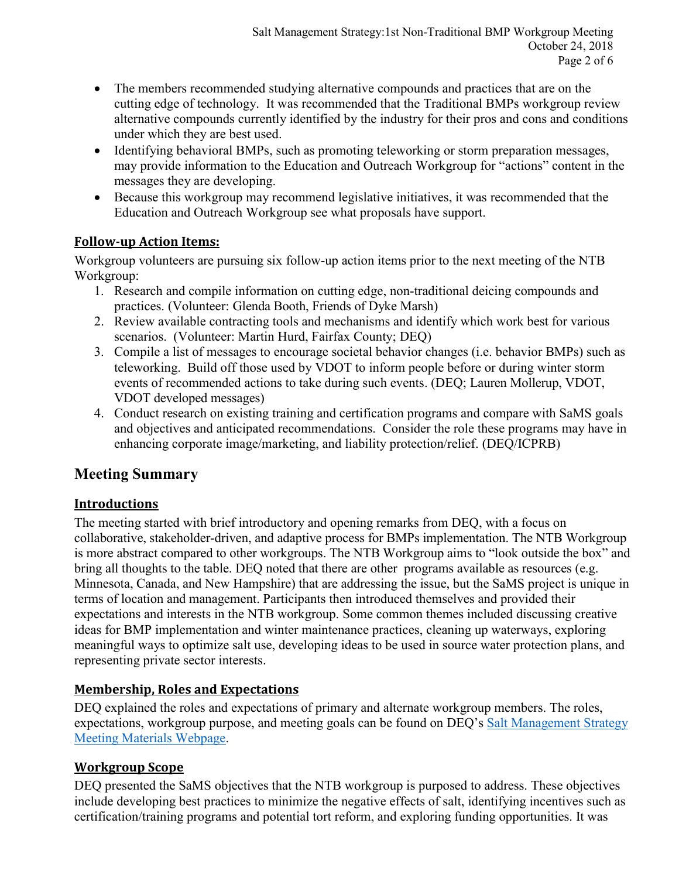- The members recommended studying alternative compounds and practices that are on the cutting edge of technology. It was recommended that the Traditional BMPs workgroup review alternative compounds currently identified by the industry for their pros and cons and conditions under which they are best used.
- Identifying behavioral BMPs, such as promoting teleworking or storm preparation messages, may provide information to the Education and Outreach Workgroup for "actions" content in the messages they are developing.
- Because this workgroup may recommend legislative initiatives, it was recommended that the Education and Outreach Workgroup see what proposals have support.

## Follow-up Action Items:

Workgroup volunteers are pursuing six follow-up action items prior to the next meeting of the NTB Workgroup:

1. Research and compile information on cutting edge, non-traditional deicing compounds and practices. (Volunteer: Glenda Booth, Friends of Dyke Marsh)
2. Review available contracting tools and mechanisms and identify which work best for various scenarios. (Volunteer: Martin Hurd, Fairfax County; DEQ)
3. Compile a list of messages to encourage societal behavior changes (i.e. behavior BMPs) such as teleworking. Build off those used by VDOT to inform people before or during winter storm events of recommended actions to take during such events. (DEQ; Lauren Mollerup, VDOT, VDOT developed messages)
4. Conduct research on existing training and certification programs and compare with SaMS goals and objectives and anticipated recommendations. Consider the role these programs may have in enhancing corporate image/marketing, and liability protection/relief. (DEQ/ICPRB)

# Meeting Summary

## Introductions

The meeting started with brief introductory and opening remarks from DEQ, with a focus on collaborative, stakeholder-driven, and adaptive process for BMPs implementation. The NTB Workgroup is more abstract compared to other workgroups. The NTB Workgroup aims to "look outside the box" and bring all thoughts to the table. DEQ noted that there are other programs available as resources (e.g. Minnesota, Canada, and New Hampshire) that are addressing the issue, but the SaMS project is unique in terms of location and management. Participants then introduced themselves and provided their expectations and interests in the NTB workgroup. Some common themes included discussing creative ideas for BMP implementation and winter maintenance practices, cleaning up waterways, exploring meaningful ways to optimize salt use, developing ideas to be used in source water protection plans, and representing private sector interests.

## Membership, Roles and Expectations

DEQ explained the roles and expectations of primary and alternate workgroup members. The roles, expectations, workgroup purpose, and meeting goals can be found on DEQ's Salt Management Strategy Meeting Materials Webpage.

## Workgroup Scope

DEQ presented the SaMS objectives that the NTB workgroup is purposed to address. These objectives include developing best practices to minimize the negative effects of salt, identifying incentives such as certification/training programs and potential tort reform, and exploring funding opportunities. It was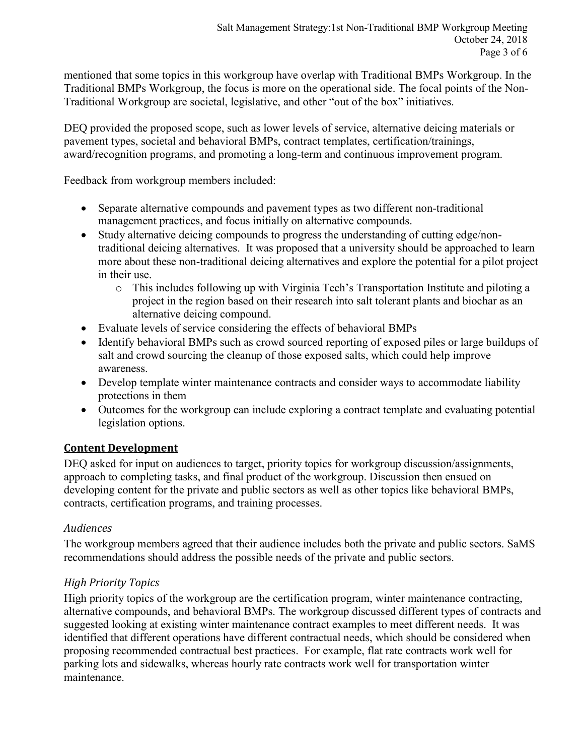mentioned that some topics in this workgroup have overlap with Traditional BMPs Workgroup. In the Traditional BMPs Workgroup, the focus is more on the operational side. The focal points of the Non-Traditional Workgroup are societal, legislative, and other "out of the box" initiatives.

DEQ provided the proposed scope, such as lower levels of service, alternative deicing materials or pavement types, societal and behavioral BMPs, contract templates, certification/trainings, award/recognition programs, and promoting a long-term and continuous improvement program.

Feedback from workgroup members included:

- Separate alternative compounds and pavement types as two different non-traditional management practices, and focus initially on alternative compounds.
- Study alternative deicing compounds to progress the understanding of cutting edge/non-traditional deicing alternatives. It was proposed that a university should be approached to learn more about these non-traditional deicing alternatives and explore the potential for a pilot project in their use.
  - This includes following up with Virginia Tech's Transportation Institute and piloting a project in the region based on their research into salt tolerant plants and biochar as an alternative deicing compound.
- Evaluate levels of service considering the effects of behavioral BMPs
- Identify behavioral BMPs such as crowd sourced reporting of exposed piles or large buildups of salt and crowd sourcing the cleanup of those exposed salts, which could help improve awareness.
- Develop template winter maintenance contracts and consider ways to accommodate liability protections in them
- Outcomes for the workgroup can include exploring a contract template and evaluating potential legislation options.

## Content Development

DEQ asked for input on audiences to target, priority topics for workgroup discussion/assignments, approach to completing tasks, and final product of the workgroup. Discussion then ensued on developing content for the private and public sectors as well as other topics like behavioral BMPs, contracts, certification programs, and training processes.

### *Audiences*

The workgroup members agreed that their audience includes both the private and public sectors. SaMS recommendations should address the possible needs of the private and public sectors.

### *High Priority Topics*

High priority topics of the workgroup are the certification program, winter maintenance contracting, alternative compounds, and behavioral BMPs. The workgroup discussed different types of contracts and suggested looking at existing winter maintenance contract examples to meet different needs. It was identified that different operations have different contractual needs, which should be considered when proposing recommended contractual best practices. For example, flat rate contracts work well for parking lots and sidewalks, whereas hourly rate contracts work well for transportation winter maintenance.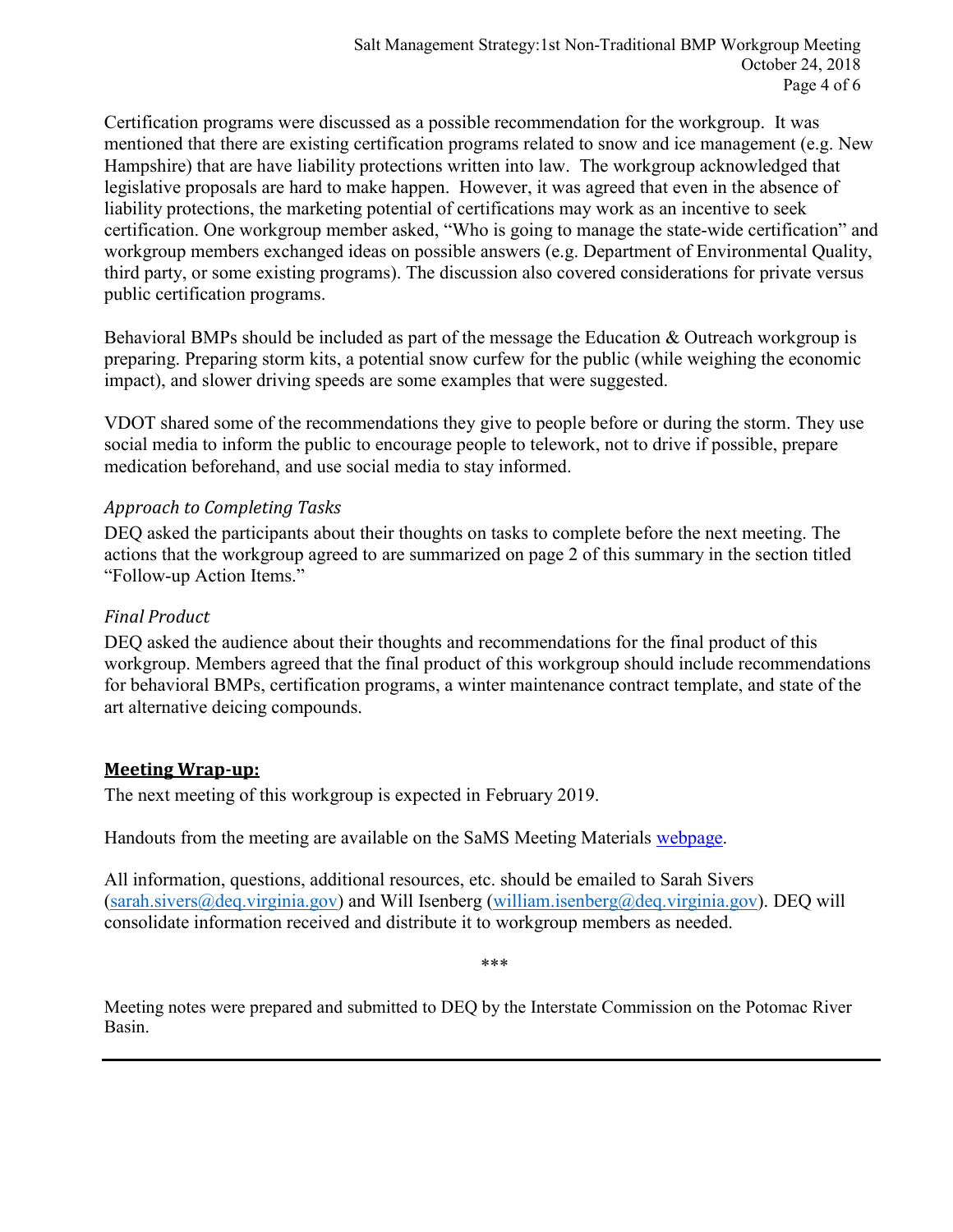Certification programs were discussed as a possible recommendation for the workgroup. It was mentioned that there are existing certification programs related to snow and ice management (e.g. New Hampshire) that are have liability protections written into law. The workgroup acknowledged that legislative proposals are hard to make happen. However, it was agreed that even in the absence of liability protections, the marketing potential of certifications may work as an incentive to seek certification. One workgroup member asked, "Who is going to manage the state-wide certification" and workgroup members exchanged ideas on possible answers (e.g. Department of Environmental Quality, third party, or some existing programs). The discussion also covered considerations for private versus public certification programs.

Behavioral BMPs should be included as part of the message the Education & Outreach workgroup is preparing. Preparing storm kits, a potential snow curfew for the public (while weighing the economic impact), and slower driving speeds are some examples that were suggested.

VDOT shared some of the recommendations they give to people before or during the storm. They use social media to inform the public to encourage people to telework, not to drive if possible, prepare medication beforehand, and use social media to stay informed.

### *Approach to Completing Tasks*

DEQ asked the participants about their thoughts on tasks to complete before the next meeting. The actions that the workgroup agreed to are summarized on page 2 of this summary in the section titled "Follow-up Action Items."

### *Final Product*

DEQ asked the audience about their thoughts and recommendations for the final product of this workgroup. Members agreed that the final product of this workgroup should include recommendations for behavioral BMPs, certification programs, a winter maintenance contract template, and state of the art alternative deicing compounds.

## **Meeting Wrap-up:**

The next meeting of this workgroup is expected in February 2019.

Handouts from the meeting are available on the SaMS Meeting Materials webpage.

All information, questions, additional resources, etc. should be emailed to Sarah Sivers (sarah.sivers@deq.virginia.gov) and Will Isenberg (william.isenberg@deq.virginia.gov). DEQ will consolidate information received and distribute it to workgroup members as needed.

\*\*\*

Meeting notes were prepared and submitted to DEQ by the Interstate Commission on the Potomac River Basin.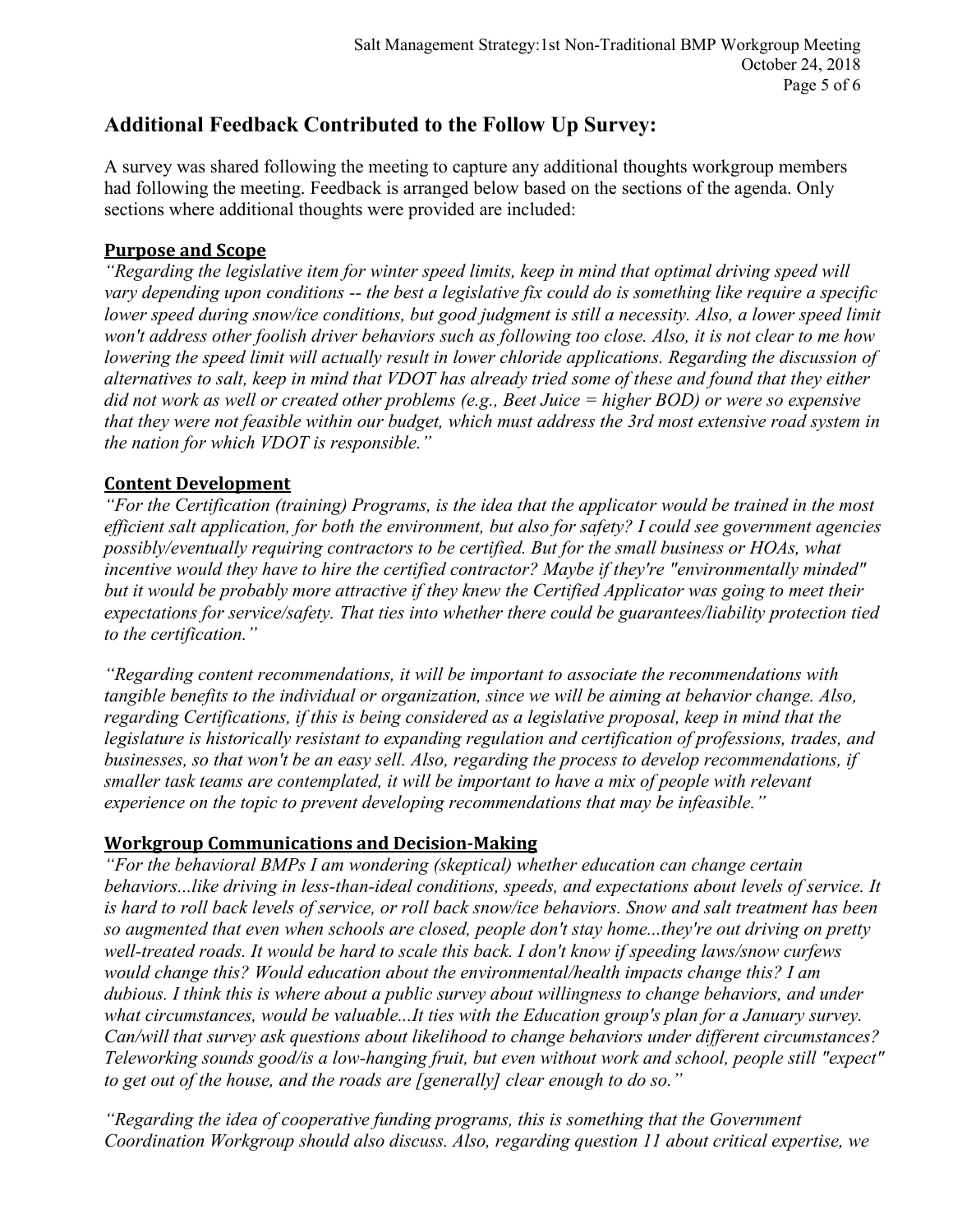## Additional Feedback Contributed to the Follow Up Survey:

A survey was shared following the meeting to capture any additional thoughts workgroup members had following the meeting. Feedback is arranged below based on the sections of the agenda. Only sections where additional thoughts were provided are included:

### Purpose and Scope

*"Regarding the legislative item for winter speed limits, keep in mind that optimal driving speed will vary depending upon conditions -- the best a legislative fix could do is something like require a specific lower speed during snow/ice conditions, but good judgment is still a necessity. Also, a lower speed limit won't address other foolish driver behaviors such as following too close. Also, it is not clear to me how lowering the speed limit will actually result in lower chloride applications. Regarding the discussion of alternatives to salt, keep in mind that VDOT has already tried some of these and found that they either did not work as well or created other problems (e.g., Beet Juice = higher BOD) or were so expensive that they were not feasible within our budget, which must address the 3rd most extensive road system in the nation for which VDOT is responsible."*

### Content Development

*"For the Certification (training) Programs, is the idea that the applicator would be trained in the most efficient salt application, for both the environment, but also for safety? I could see government agencies possibly/eventually requiring contractors to be certified. But for the small business or HOAs, what incentive would they have to hire the certified contractor? Maybe if they're "environmentally minded" but it would be probably more attractive if they knew the Certified Applicator was going to meet their expectations for service/safety. That ties into whether there could be guarantees/liability protection tied to the certification."*

*"Regarding content recommendations, it will be important to associate the recommendations with tangible benefits to the individual or organization, since we will be aiming at behavior change. Also, regarding Certifications, if this is being considered as a legislative proposal, keep in mind that the legislature is historically resistant to expanding regulation and certification of professions, trades, and businesses, so that won't be an easy sell. Also, regarding the process to develop recommendations, if smaller task teams are contemplated, it will be important to have a mix of people with relevant experience on the topic to prevent developing recommendations that may be infeasible."*

### Workgroup Communications and Decision-Making

*"For the behavioral BMPs I am wondering (skeptical) whether education can change certain behaviors...like driving in less-than-ideal conditions, speeds, and expectations about levels of service. It is hard to roll back levels of service, or roll back snow/ice behaviors. Snow and salt treatment has been so augmented that even when schools are closed, people don't stay home...they're out driving on pretty well-treated roads. It would be hard to scale this back. I don't know if speeding laws/snow curfews would change this? Would education about the environmental/health impacts change this? I am dubious. I think this is where about a public survey about willingness to change behaviors, and under what circumstances, would be valuable...It ties with the Education group's plan for a January survey. Can/will that survey ask questions about likelihood to change behaviors under different circumstances? Teleworking sounds good/is a low-hanging fruit, but even without work and school, people still "expect" to get out of the house, and the roads are [generally] clear enough to do so."*

*"Regarding the idea of cooperative funding programs, this is something that the Government Coordination Workgroup should also discuss. Also, regarding question 11 about critical expertise, we*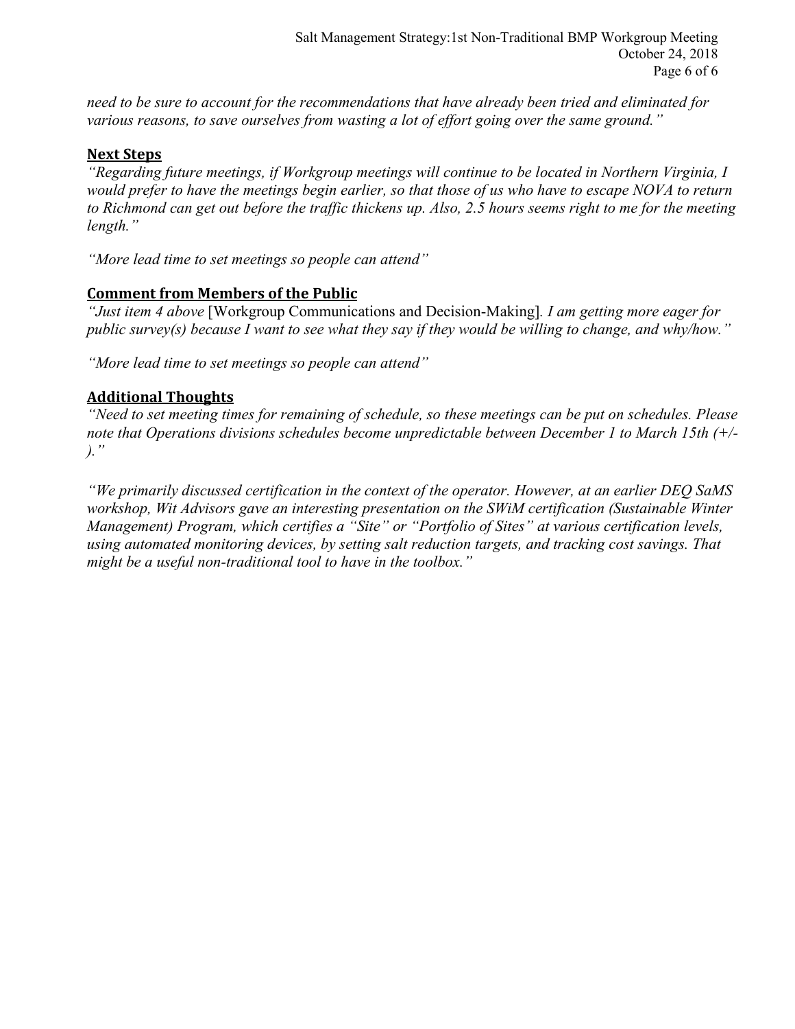*need to be sure to account for the recommendations that have already been tried and eliminated for various reasons, to save ourselves from wasting a lot of effort going over the same ground."*

## Next Steps

*"Regarding future meetings, if Workgroup meetings will continue to be located in Northern Virginia, I would prefer to have the meetings begin earlier, so that those of us who have to escape NOVA to return to Richmond can get out before the traffic thickens up. Also, 2.5 hours seems right to me for the meeting length."*

*"More lead time to set meetings so people can attend"*

## Comment from Members of the Public

*"Just item 4 above* [Workgroup Communications and Decision-Making]*. I am getting more eager for public survey(s) because I want to see what they say if they would be willing to change, and why/how."*

*"More lead time to set meetings so people can attend"*

## Additional Thoughts

*"Need to set meeting times for remaining of schedule, so these meetings can be put on schedules. Please note that Operations divisions schedules become unpredictable between December 1 to March 15th (+/-)."*

*"We primarily discussed certification in the context of the operator. However, at an earlier DEQ SaMS workshop, Wit Advisors gave an interesting presentation on the SWiM certification (Sustainable Winter Management) Program, which certifies a "Site" or "Portfolio of Sites" at various certification levels, using automated monitoring devices, by setting salt reduction targets, and tracking cost savings. That might be a useful non-traditional tool to have in the toolbox."*